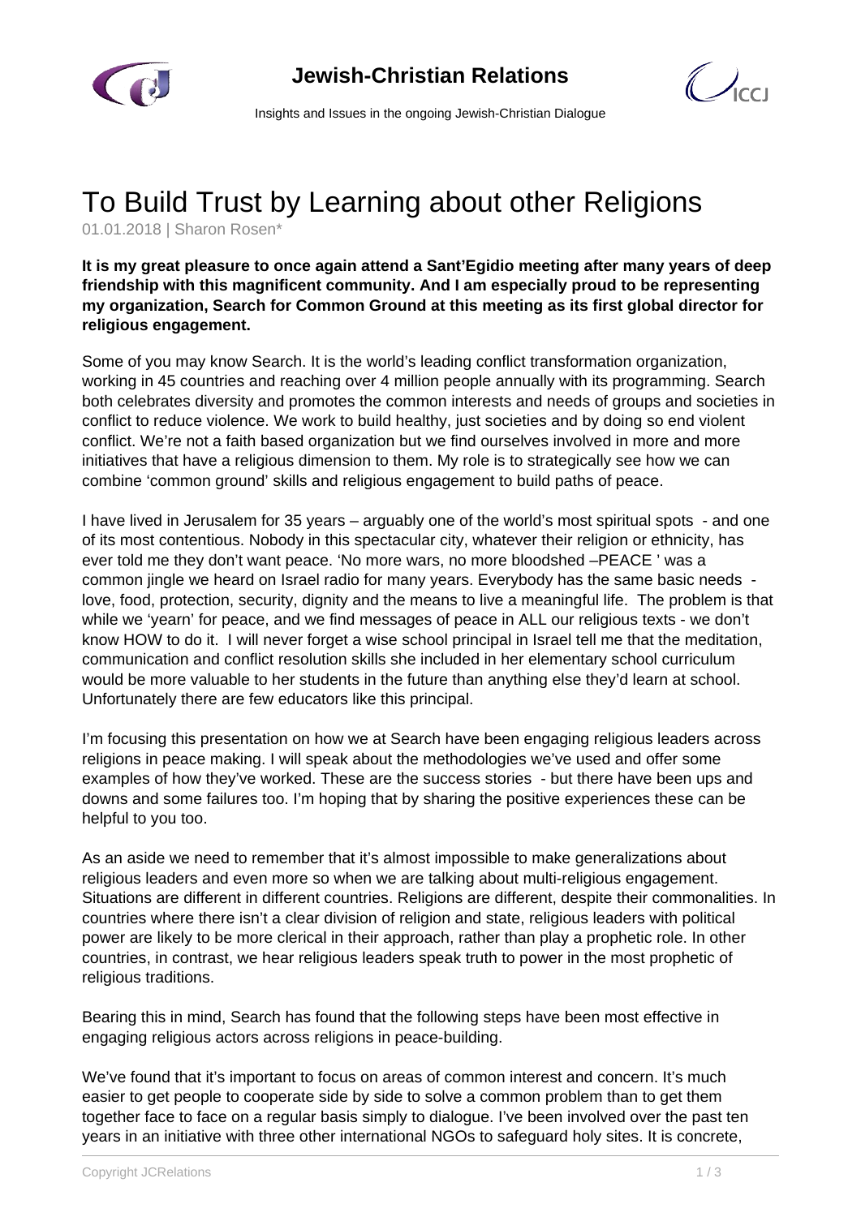# To Build Trust by Learning about other Religions

01.01.2018 | Sharon Rosen*

**It is my great pleasure to once again attend a Sant'Egidio meeting after many years of deep friendship with this magnificent community. And I am especially proud to be representing my organization, Search for Common Ground at this meeting as its first global director for religious engagement.**

Some of you may know Search. It is the world's leading conflict transformation organization, working in 45 countries and reaching over 4 million people annually with its programming. Search both celebrates diversity and promotes the common interests and needs of groups and societies in conflict to reduce violence. We work to build healthy, just societies and by doing so end violent conflict. We're not a faith based organization but we find ourselves involved in more and more initiatives that have a religious dimension to them. My role is to strategically see how we can combine 'common ground' skills and religious engagement to build paths of peace.

I have lived in Jerusalem for 35 years – arguably one of the world's most spiritual spots - and one of its most contentious. Nobody in this spectacular city, whatever their religion or ethnicity, has ever told me they don't want peace. 'No more wars, no more bloodshed –PEACE ' was a common jingle we heard on Israel radio for many years. Everybody has the same basic needs - love, food, protection, security, dignity and the means to live a meaningful life. The problem is that while we 'yearn' for peace, and we find messages of peace in ALL our religious texts - we don't know HOW to do it. I will never forget a wise school principal in Israel tell me that the meditation, communication and conflict resolution skills she included in her elementary school curriculum would be more valuable to her students in the future than anything else they'd learn at school. Unfortunately there are few educators like this principal.

I'm focusing this presentation on how we at Search have been engaging religious leaders across religions in peace making. I will speak about the methodologies we've used and offer some examples of how they've worked. These are the success stories - but there have been ups and downs and some failures too. I'm hoping that by sharing the positive experiences these can be helpful to you too.

As an aside we need to remember that it's almost impossible to make generalizations about religious leaders and even more so when we are talking about multi-religious engagement. Situations are different in different countries. Religions are different, despite their commonalities. In countries where there isn't a clear division of religion and state, religious leaders with political power are likely to be more clerical in their approach, rather than play a prophetic role. In other countries, in contrast, we hear religious leaders speak truth to power in the most prophetic of religious traditions.

Bearing this in mind, Search has found that the following steps have been most effective in engaging religious actors across religions in peace-building.

We've found that it's important to focus on areas of common interest and concern. It's much easier to get people to cooperate side by side to solve a common problem than to get them together face to face on a regular basis simply to dialogue. I've been involved over the past ten years in an initiative with three other international NGOs to safeguard holy sites. It is concrete,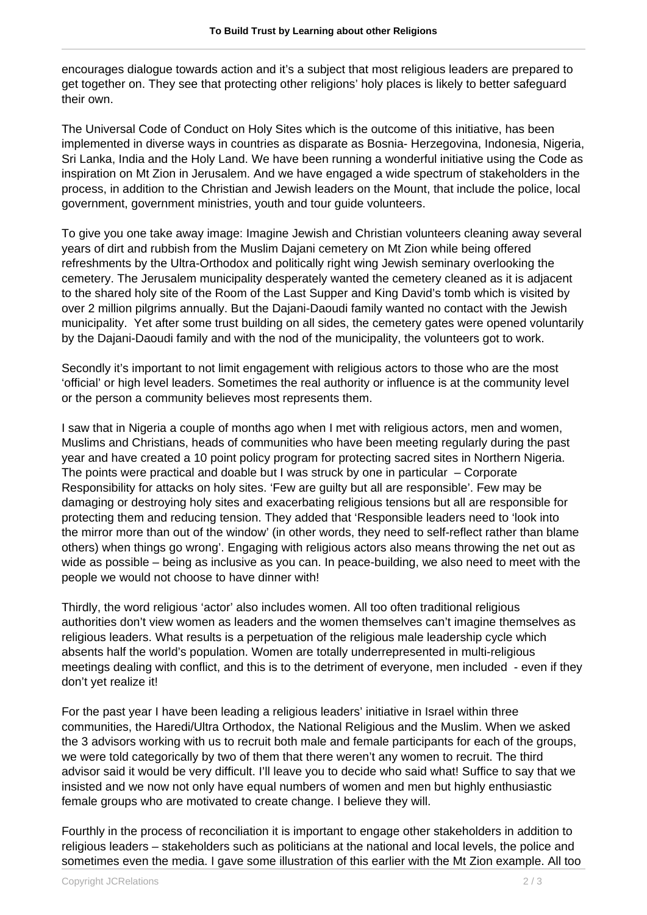encourages dialogue towards action and it's a subject that most religious leaders are prepared to get together on. They see that protecting other religions' holy places is likely to better safeguard their own.

The Universal Code of Conduct on Holy Sites which is the outcome of this initiative, has been implemented in diverse ways in countries as disparate as Bosnia- Herzegovina, Indonesia, Nigeria, Sri Lanka, India and the Holy Land. We have been running a wonderful initiative using the Code as inspiration on Mt Zion in Jerusalem. And we have engaged a wide spectrum of stakeholders in the process, in addition to the Christian and Jewish leaders on the Mount, that include the police, local government, government ministries, youth and tour guide volunteers.

To give you one take away image: Imagine Jewish and Christian volunteers cleaning away several years of dirt and rubbish from the Muslim Dajani cemetery on Mt Zion while being offered refreshments by the Ultra-Orthodox and politically right wing Jewish seminary overlooking the cemetery. The Jerusalem municipality desperately wanted the cemetery cleaned as it is adjacent to the shared holy site of the Room of the Last Supper and King David's tomb which is visited by over 2 million pilgrims annually. But the Dajani-Daoudi family wanted no contact with the Jewish municipality. Yet after some trust building on all sides, the cemetery gates were opened voluntarily by the Dajani-Daoudi family and with the nod of the municipality, the volunteers got to work.

Secondly it's important to not limit engagement with religious actors to those who are the most 'official' or high level leaders. Sometimes the real authority or influence is at the community level or the person a community believes most represents them.

I saw that in Nigeria a couple of months ago when I met with religious actors, men and women, Muslims and Christians, heads of communities who have been meeting regularly during the past year and have created a 10 point policy program for protecting sacred sites in Northern Nigeria. The points were practical and doable but I was struck by one in particular – Corporate Responsibility for attacks on holy sites. 'Few are guilty but all are responsible'. Few may be damaging or destroying holy sites and exacerbating religious tensions but all are responsible for protecting them and reducing tension. They added that 'Responsible leaders need to 'look into the mirror more than out of the window' (in other words, they need to self-reflect rather than blame others) when things go wrong'. Engaging with religious actors also means throwing the net out as wide as possible – being as inclusive as you can. In peace-building, we also need to meet with the people we would not choose to have dinner with!

Thirdly, the word religious 'actor' also includes women. All too often traditional religious authorities don't view women as leaders and the women themselves can't imagine themselves as religious leaders. What results is a perpetuation of the religious male leadership cycle which absents half the world's population. Women are totally underrepresented in multi-religious meetings dealing with conflict, and this is to the detriment of everyone, men included - even if they don't yet realize it!

For the past year I have been leading a religious leaders' initiative in Israel within three communities, the Haredi/Ultra Orthodox, the National Religious and the Muslim. When we asked the 3 advisors working with us to recruit both male and female participants for each of the groups, we were told categorically by two of them that there weren't any women to recruit. The third advisor said it would be very difficult. I'll leave you to decide who said what! Suffice to say that we insisted and we now not only have equal numbers of women and men but highly enthusiastic female groups who are motivated to create change. I believe they will.

Fourthly in the process of reconciliation it is important to engage other stakeholders in addition to religious leaders – stakeholders such as politicians at the national and local levels, the police and sometimes even the media. I gave some illustration of this earlier with the Mt Zion example. All too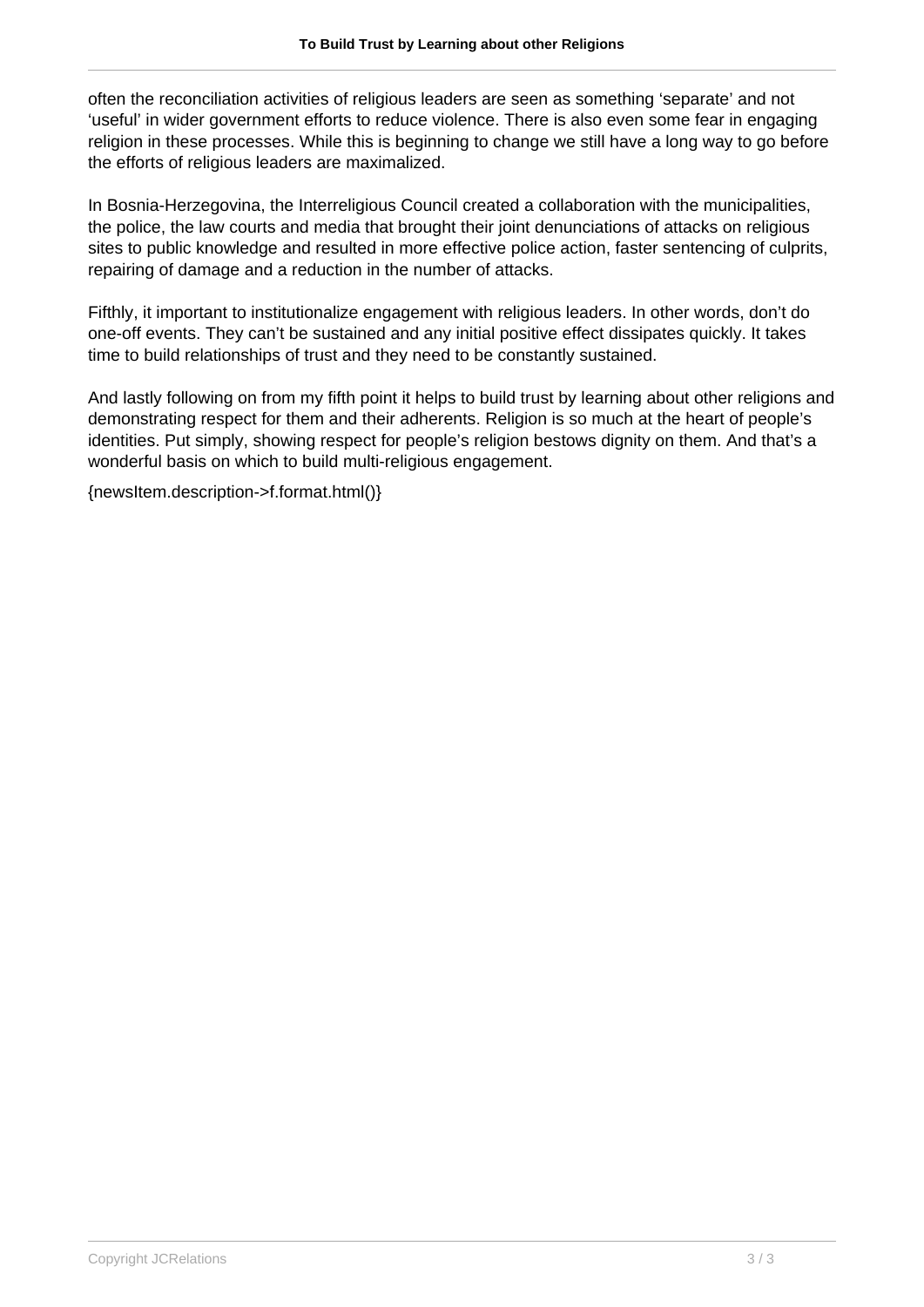often the reconciliation activities of religious leaders are seen as something 'separate' and not 'useful' in wider government efforts to reduce violence. There is also even some fear in engaging religion in these processes. While this is beginning to change we still have a long way to go before the efforts of religious leaders are maximalized.

In Bosnia-Herzegovina, the Interreligious Council created a collaboration with the municipalities, the police, the law courts and media that brought their joint denunciations of attacks on religious sites to public knowledge and resulted in more effective police action, faster sentencing of culprits, repairing of damage and a reduction in the number of attacks.

Fifthly, it important to institutionalize engagement with religious leaders. In other words, don't do one-off events. They can't be sustained and any initial positive effect dissipates quickly. It takes time to build relationships of trust and they need to be constantly sustained.

And lastly following on from my fifth point it helps to build trust by learning about other religions and demonstrating respect for them and their adherents. Religion is so much at the heart of people's identities. Put simply, showing respect for people's religion bestows dignity on them. And that's a wonderful basis on which to build multi-religious engagement.

{newsItem.description->f.format.html()}